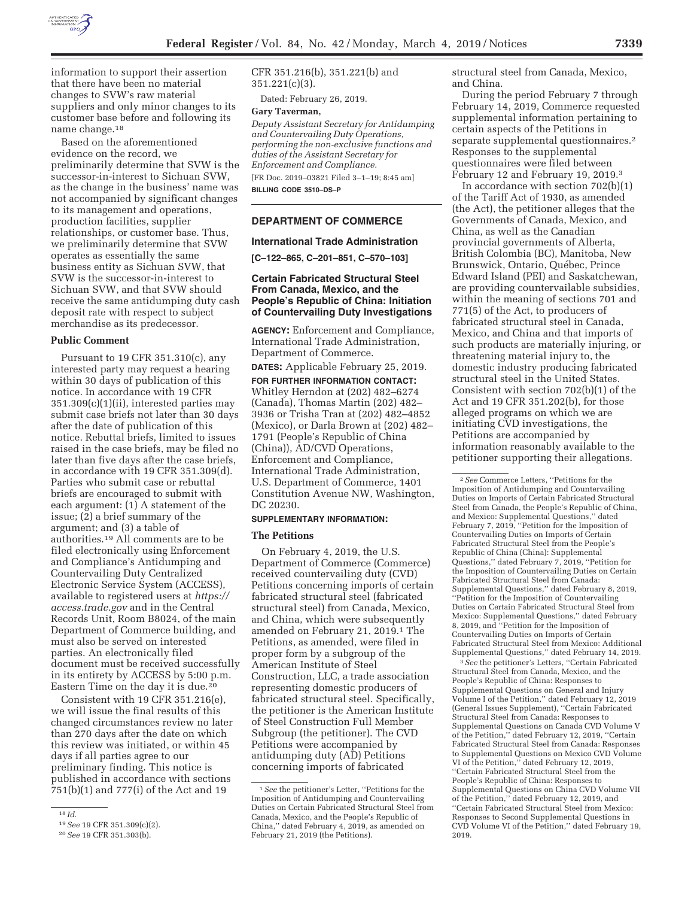information to support their assertion that there have been no material changes to SVW's raw material suppliers and only minor changes to its customer base before and following its name change.[18]

Based on the aforementioned evidence on the record, we preliminarily determine that SVW is the successor-in-interest to Sichuan SVW, as the change in the business' name was not accompanied by significant changes to its management and operations, production facilities, supplier relationships, or customer base. Thus, we preliminarily determine that SVW operates as essentially the same business entity as Sichuan SVW, that SVW is the successor-in-interest to Sichuan SVW, and that SVW should receive the same antidumping duty cash deposit rate with respect to subject merchandise as its predecessor.

**Public Comment**

Pursuant to 19 CFR 351.310(c), any interested party may request a hearing within 30 days of publication of this notice. In accordance with 19 CFR 351.309(c)(1)(ii), interested parties may submit case briefs not later than 30 days after the date of publication of this notice. Rebuttal briefs, limited to issues raised in the case briefs, may be filed no later than five days after the case briefs, in accordance with 19 CFR 351.309(d). Parties who submit case or rebuttal briefs are encouraged to submit with each argument: (1) A statement of the issue; (2) a brief summary of the argument; and (3) a table of authorities.[19] All comments are to be filed electronically using Enforcement and Compliance's Antidumping and Countervailing Duty Centralized Electronic Service System (ACCESS), available to registered users at *https://access.trade.gov* and in the Central Records Unit, Room B8024, of the main Department of Commerce building, and must also be served on interested parties. An electronically filed document must be received successfully in its entirety by ACCESS by 5:00 p.m. Eastern Time on the day it is due.[20]

Consistent with 19 CFR 351.216(e), we will issue the final results of this changed circumstances review no later than 270 days after the date on which this review was initiated, or within 45 days if all parties agree to our preliminary finding. This notice is published in accordance with sections 751(b)(1) and 777(i) of the Act and 19 CFR 351.216(b), 351.221(b) and 351.221(c)(3).

Dated: February 26, 2019.

**Gary Taverman,**

*Deputy Assistant Secretary for Antidumping and Countervailing Duty Operations, performing the non-exclusive functions and duties of the Assistant Secretary for Enforcement and Compliance.*

[FR Doc. 2019–03821 Filed 3–1–19; 8:45 am]

**BILLING CODE 3510–DS–P**

---

[18] *Id.*

[19] *See* 19 CFR 351.309(c)(2).

[20] *See* 19 CFR 351.303(b).

---

## DEPARTMENT OF COMMERCE

### International Trade Administration

**[C–122–865, C–201–851, C–570–103]**

### Certain Fabricated Structural Steel From Canada, Mexico, and the People's Republic of China: Initiation of Countervailing Duty Investigations

**AGENCY:** Enforcement and Compliance, International Trade Administration, Department of Commerce.

**DATES:** Applicable February 25, 2019.

**FOR FURTHER INFORMATION CONTACT:** Whitley Herndon at (202) 482–6274 (Canada), Thomas Martin (202) 482–3936 or Trisha Tran at (202) 482–4852 (Mexico), or Darla Brown at (202) 482–1791 (People's Republic of China (China)), AD/CVD Operations, Enforcement and Compliance, International Trade Administration, U.S. Department of Commerce, 1401 Constitution Avenue NW, Washington, DC 20230.

**SUPPLEMENTARY INFORMATION:**

**The Petitions**

On February 4, 2019, the U.S. Department of Commerce (Commerce) received countervailing duty (CVD) Petitions concerning imports of certain fabricated structural steel (fabricated structural steel) from Canada, Mexico, and China, which were subsequently amended on February 21, 2019.[1] The Petitions, as amended, were filed in proper form by a subgroup of the American Institute of Steel Construction, LLC, a trade association representing domestic producers of fabricated structural steel. Specifically, the petitioner is the American Institute of Steel Construction Full Member Subgroup (the petitioner). The CVD Petitions were accompanied by antidumping duty (AD) Petitions concerning imports of fabricated structural steel from Canada, Mexico, and China.

During the period February 7 through February 14, 2019, Commerce requested supplemental information pertaining to certain aspects of the Petitions in separate supplemental questionnaires.[2] Responses to the supplemental questionnaires were filed between February 12 and February 19, 2019.[3]

In accordance with section 702(b)(1) of the Tariff Act of 1930, as amended (the Act), the petitioner alleges that the Governments of Canada, Mexico, and China, as well as the Canadian provincial governments of Alberta, British Colombia (BC), Manitoba, New Brunswick, Ontario, Québec, Prince Edward Island (PEI) and Saskatchewan, are providing countervailable subsidies, within the meaning of sections 701 and 771(5) of the Act, to producers of fabricated structural steel in Canada, Mexico, and China and that imports of such products are materially injuring, or threatening material injury to, the domestic industry producing fabricated structural steel in the United States. Consistent with section 702(b)(1) of the Act and 19 CFR 351.202(b), for those alleged programs on which we are initiating CVD investigations, the Petitions are accompanied by information reasonably available to the petitioner supporting their allegations.

---

[1] *See* the petitioner's Letter, ''Petitions for the Imposition of Antidumping and Countervailing Duties on Certain Fabricated Structural Steel from Canada, Mexico, and the People's Republic of China,'' dated February 4, 2019, as amended on February 21, 2019 (the Petitions).

[2] *See* Commerce Letters, ''Petitions for the Imposition of Antidumping and Countervailing Duties on Imports of Certain Fabricated Structural Steel from Canada, the People's Republic of China, and Mexico: Supplemental Questions,'' dated February 7, 2019, ''Petition for the Imposition of Countervailing Duties on Imports of Certain Fabricated Structural Steel from the People's Republic of China (China): Supplemental Questions,'' dated February 7, 2019, ''Petition for the Imposition of Countervailing Duties on Certain Fabricated Structural Steel from Canada: Supplemental Questions,'' dated February 8, 2019, ''Petition for the Imposition of Countervailing Duties on Certain Fabricated Structural Steel from Mexico: Supplemental Questions,'' dated February 8, 2019, and ''Petition for the Imposition of Countervailing Duties on Imports of Certain Fabricated Structural Steel from Mexico: Additional Supplemental Questions,'' dated February 14, 2019.

[3] *See* the petitioner's Letters, ''Certain Fabricated Structural Steel from Canada, Mexico, and the People's Republic of China: Responses to Supplemental Questions on General and Injury Volume I of the Petition,'' dated February 12, 2019 (General Issues Supplement), ''Certain Fabricated Structural Steel from Canada: Responses to Supplemental Questions on Canada CVD Volume V of the Petition,'' dated February 12, 2019, ''Certain Fabricated Structural Steel from Canada: Responses to Supplemental Questions on Mexico CVD Volume VI of the Petition,'' dated February 12, 2019, ''Certain Fabricated Structural Steel from the People's Republic of China: Responses to Supplemental Questions on China CVD Volume VII of the Petition,'' dated February 12, 2019, and ''Certain Fabricated Structural Steel from Mexico: Responses to Second Supplemental Questions in CVD Volume VI of the Petition,'' dated February 19, 2019.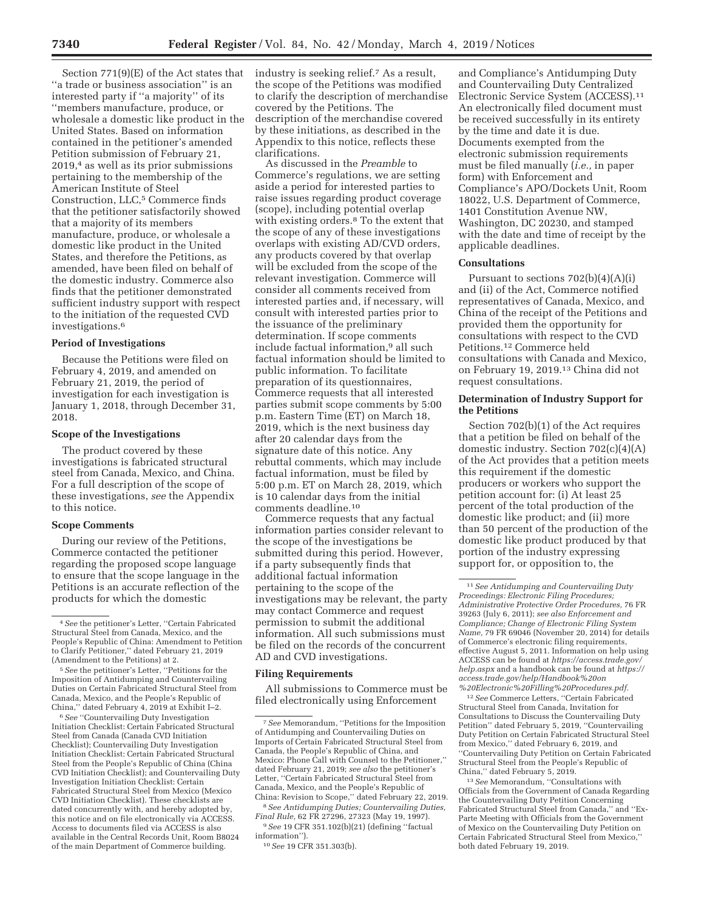Section 771(9)(E) of the Act states that "a trade or business association" is an interested party if "a majority" of its "members manufacture, produce, or wholesale a domestic like product in the United States. Based on information contained in the petitioner's amended Petition submission of February 21, 2019,[4] as well as its prior submissions pertaining to the membership of the American Institute of Steel Construction, LLC,[5] Commerce finds that the petitioner satisfactorily showed that a majority of its members manufacture, produce, or wholesale a domestic like product in the United States, and therefore the Petitions, as amended, have been filed on behalf of the domestic industry. Commerce also finds that the petitioner demonstrated sufficient industry support with respect to the initiation of the requested CVD investigations.[6]

## Period of Investigations

Because the Petitions were filed on February 4, 2019, and amended on February 21, 2019, the period of investigation for each investigation is January 1, 2018, through December 31, 2018.

## Scope of the Investigations

The product covered by these investigations is fabricated structural steel from Canada, Mexico, and China. For a full description of the scope of these investigations, *see* the Appendix to this notice.

## Scope Comments

During our review of the Petitions, Commerce contacted the petitioner regarding the proposed scope language to ensure that the scope language in the Petitions is an accurate reflection of the products for which the domestic industry is seeking relief.[7] As a result, the scope of the Petitions was modified to clarify the description of merchandise covered by the Petitions. The description of the merchandise covered by these initiations, as described in the Appendix to this notice, reflects these clarifications.

As discussed in the *Preamble* to Commerce's regulations, we are setting aside a period for interested parties to raise issues regarding product coverage (scope), including potential overlap with existing orders.[8] To the extent that the scope of any of these investigations overlaps with existing AD/CVD orders, any products covered by that overlap will be excluded from the scope of the relevant investigation. Commerce will consider all comments received from interested parties and, if necessary, will consult with interested parties prior to the issuance of the preliminary determination. If scope comments include factual information,[9] all such factual information should be limited to public information. To facilitate preparation of its questionnaires, Commerce requests that all interested parties submit scope comments by 5:00 p.m. Eastern Time (ET) on March 18, 2019, which is the next business day after 20 calendar days from the signature date of this notice. Any rebuttal comments, which may include factual information, must be filed by 5:00 p.m. ET on March 28, 2019, which is 10 calendar days from the initial comments deadline.[10]

Commerce requests that any factual information parties consider relevant to the scope of the investigations be submitted during this period. However, if a party subsequently finds that additional factual information pertaining to the scope of the investigations may be relevant, the party may contact Commerce and request permission to submit the additional information. All such submissions must be filed on the records of the concurrent AD and CVD investigations.

## Filing Requirements

All submissions to Commerce must be filed electronically using Enforcement and Compliance's Antidumping Duty and Countervailing Duty Centralized Electronic Service System (ACCESS).[11] An electronically filed document must be received successfully in its entirety by the time and date it is due. Documents exempted from the electronic submission requirements must be filed manually (*i.e.,* in paper form) with Enforcement and Compliance's APO/Dockets Unit, Room 18022, U.S. Department of Commerce, 1401 Constitution Avenue NW, Washington, DC 20230, and stamped with the date and time of receipt by the applicable deadlines.

## Consultations

Pursuant to sections 702(b)(4)(A)(i) and (ii) of the Act, Commerce notified representatives of Canada, Mexico, and China of the receipt of the Petitions and provided them the opportunity for consultations with respect to the CVD Petitions.[12] Commerce held consultations with Canada and Mexico, on February 19, 2019.[13] China did not request consultations.

## Determination of Industry Support for the Petitions

Section 702(b)(1) of the Act requires that a petition be filed on behalf of the domestic industry. Section 702(c)(4)(A) of the Act provides that a petition meets this requirement if the domestic producers or workers who support the petition account for: (i) At least 25 percent of the total production of the domestic like product; and (ii) more than 50 percent of the production of the domestic like product produced by that portion of the industry expressing support for, or opposition to, the

---

[4] *See* the petitioner's Letter, "Certain Fabricated Structural Steel from Canada, Mexico, and the People's Republic of China: Amendment to Petition to Clarify Petitioner," dated February 21, 2019 (Amendment to the Petitions) at 2.

[5] *See* the petitioner's Letter, "Petitions for the Imposition of Antidumping and Countervailing Duties on Certain Fabricated Structural Steel from Canada, Mexico, and the People's Republic of China," dated February 4, 2019 at Exhibit I–2.

[6] *See* "Countervailing Duty Investigation Initiation Checklist: Certain Fabricated Structural Steel from Canada (Canada CVD Initiation Checklist); Countervailing Duty Investigation Initiation Checklist: Certain Fabricated Structural Steel from the People's Republic of China (China CVD Initiation Checklist); and Countervailing Duty Investigation Initiation Checklist: Certain Fabricated Structural Steel from Mexico (Mexico CVD Initiation Checklist). These checklists are dated concurrently with, and hereby adopted by, this notice and on file electronically via ACCESS. Access to documents filed via ACCESS is also available in the Central Records Unit, Room B8024 of the main Department of Commerce building.

[7] *See* Memorandum, "Petitions for the Imposition of Antidumping and Countervailing Duties on Imports of Certain Fabricated Structural Steel from Canada, the People's Republic of China, and Mexico: Phone Call with Counsel to the Petitioner," dated February 21, 2019; *see also* the petitioner's Letter, "Certain Fabricated Structural Steel from Canada, Mexico, and the People's Republic of China: Revision to Scope," dated February 22, 2019.

[8] *See Antidumping Duties; Countervailing Duties, Final Rule,* 62 FR 27296, 27323 (May 19, 1997).

[9] *See* 19 CFR 351.102(b)(21) (defining "factual information").

[10] *See* 19 CFR 351.303(b).

[11] *See Antidumping and Countervailing Duty Proceedings: Electronic Filing Procedures; Administrative Protective Order Procedures,* 76 FR 39263 (July 6, 2011); *see also Enforcement and Compliance; Change of Electronic Filing System Name,* 79 FR 69046 (November 20, 2014) for details of Commerce's electronic filing requirements, effective August 5, 2011. Information on help using ACCESS can be found at *https://access.trade.gov/help.aspx* and a handbook can be found at *https://access.trade.gov/help/Handbook%20on%20Electronic%20Filling%20Procedures.pdf.*

[12] *See* Commerce Letters, "Certain Fabricated Structural Steel from Canada, Invitation for Consultations to Discuss the Countervailing Duty Petition" dated February 5, 2019, "Countervailing Duty Petition on Certain Fabricated Structural Steel from Mexico," dated February 6, 2019, and "Countervailing Duty Petition on Certain Fabricated Structural Steel from the People's Republic of China," dated February 5, 2019.

[13] *See* Memorandum, "Consultations with Officials from the Government of Canada Regarding the Countervailing Duty Petition Concerning Fabricated Structural Steel from Canada," and "Ex-Parte Meeting with Officials from the Government of Mexico on the Countervailing Duty Petition on Certain Fabricated Structural Steel from Mexico," both dated February 19, 2019.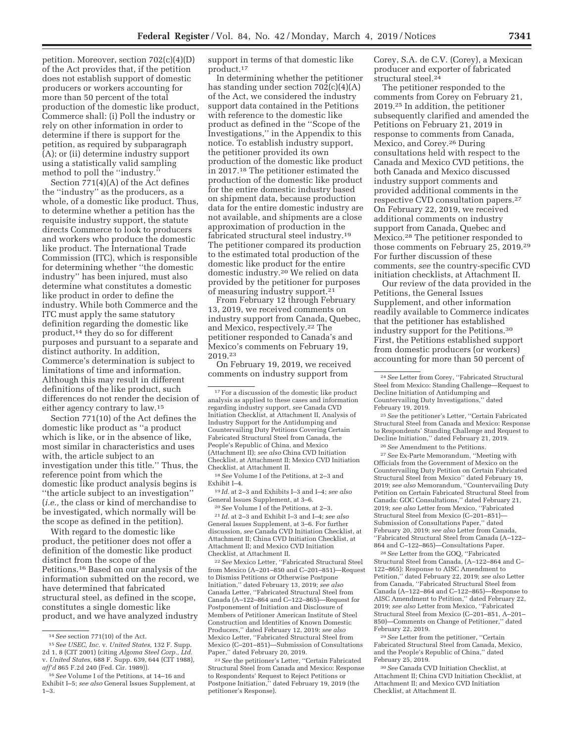petition. Moreover, section 702(c)(4)(D) of the Act provides that, if the petition does not establish support of domestic producers or workers accounting for more than 50 percent of the total production of the domestic like product, Commerce shall: (i) Poll the industry or rely on other information in order to determine if there is support for the petition, as required by subparagraph (A); or (ii) determine industry support using a statistically valid sampling method to poll the ''industry.''

Section 771(4)(A) of the Act defines the ''industry'' as the producers, as a whole, of a domestic like product. Thus, to determine whether a petition has the requisite industry support, the statute directs Commerce to look to producers and workers who produce the domestic like product. The International Trade Commission (ITC), which is responsible for determining whether ''the domestic industry'' has been injured, must also determine what constitutes a domestic like product in order to define the industry. While both Commerce and the ITC must apply the same statutory definition regarding the domestic like product,[14] they do so for different purposes and pursuant to a separate and distinct authority. In addition, Commerce's determination is subject to limitations of time and information. Although this may result in different definitions of the like product, such differences do not render the decision of either agency contrary to law.[15]

Section 771(10) of the Act defines the domestic like product as ''a product which is like, or in the absence of like, most similar in characteristics and uses with, the article subject to an investigation under this title.'' Thus, the reference point from which the domestic like product analysis begins is ''the article subject to an investigation'' (*i.e.,* the class or kind of merchandise to be investigated, which normally will be the scope as defined in the petition).

With regard to the domestic like product, the petitioner does not offer a definition of the domestic like product distinct from the scope of the Petitions.[16] Based on our analysis of the information submitted on the record, we have determined that fabricated structural steel, as defined in the scope, constitutes a single domestic like product, and we have analyzed industry support in terms of that domestic like product.[17]

In determining whether the petitioner has standing under section 702(c)(4)(A) of the Act, we considered the industry support data contained in the Petitions with reference to the domestic like product as defined in the ''Scope of the Investigations,'' in the Appendix to this notice. To establish industry support, the petitioner provided its own production of the domestic like product in 2017.[18] The petitioner estimated the production of the domestic like product for the entire domestic industry based on shipment data, because production data for the entire domestic industry are not available, and shipments are a close approximation of production in the fabricated structural steel industry.[19] The petitioner compared its production to the estimated total production of the domestic like product for the entire domestic industry.[20] We relied on data provided by the petitioner for purposes of measuring industry support.[21]

From February 12 through February 13, 2019, we received comments on industry support from Canada, Quebec, and Mexico, respectively.[22] The petitioner responded to Canada's and Mexico's comments on February 19, 2019.[23]

On February 19, 2019, we received comments on industry support from Corey, S.A. de C.V. (Corey), a Mexican producer and exporter of fabricated structural steel.[24]

The petitioner responded to the comments from Corey on February 21, 2019.[25] In addition, the petitioner subsequently clarified and amended the Petitions on February 21, 2019 in response to comments from Canada, Mexico, and Corey.[26] During consultations held with respect to the Canada and Mexico CVD petitions, the both Canada and Mexico discussed industry support comments and provided additional comments in the respective CVD consultation papers.[27] On February 22, 2019, we received additional comments on industry support from Canada, Quebec and Mexico.[28] The petitioner responded to those comments on February 25, 2019.[29] For further discussion of these comments, *see* the country-specific CVD initiation checklists, at Attachment II.

Our review of the data provided in the Petitions, the General Issues Supplement, and other information readily available to Commerce indicates that the petitioner has established industry support for the Petitions.[30] First, the Petitions established support from domestic producers (or workers) accounting for more than 50 percent of

---

[14] *See* section 771(10) of the Act.

[15] *See USEC, Inc.* v. *United States,* 132 F. Supp. 2d 1, 8 (CIT 2001) (citing *Algoma Steel Corp., Ltd.* v. *United States,* 688 F. Supp. 639, 644 (CIT 1988), *aff'd* 865 F.2d 240 (Fed. Cir. 1989)).

[16] *See* Volume I of the Petitions, at 14–16 and Exhibit I–5; *see also* General Issues Supplement, at 1–3.

[17] For a discussion of the domestic like product analysis as applied to these cases and information regarding industry support, *see* Canada CVD Initiation Checklist, at Attachment II, Analysis of Industry Support for the Antidumping and Countervailing Duty Petitions Covering Certain Fabricated Structural Steel from Canada, the People's Republic of China, and Mexico (Attachment II); *see also* China CVD Initiation Checklist, at Attachment II; Mexico CVD Initiation Checklist, at Attachment II.

[18] *See* Volume I of the Petitions, at 2–3 and Exhibit I–4.

[19] *Id.* at 2–3 and Exhibits I–3 and I–4; *see also* General Issues Supplement, at 3–6.

[20] *See* Volume I of the Petitions, at 2–3.

[21] *Id.* at 2–3 and Exhibit I–3 and I–4; *see also* General Issues Supplement, at 3–6. For further discussion, *see* Canada CVD Initiation Checklist, at Attachment II; China CVD Initiation Checklist, at Attachment II; and Mexico CVD Initiation Checklist, at Attachment II.

[22] *See* Mexico Letter, ''Fabricated Structural Steel from Mexico (A–201–850 and C–201–851)—Request to Dismiss Petitions or Otherwise Postpone Initiation,'' dated February 13, 2019; *see also* Canada Letter, ''Fabricated Structural Steel from Canada (A–122–864 and C–122–865)—Request for Postponement of Initiation and Disclosure of Members of Petitioner American Institute of Steel Construction and Identities of Known Domestic Producers,'' dated February 12, 2019; *see also* Mexico Letter, ''Fabricated Structural Steel from Mexico (C–201–851)—Submission of Consultations Paper,'' dated February 20, 2019.

[23] *See* the petitioner's Letter, ''Certain Fabricated Structural Steel from Canada and Mexico: Response to Respondents' Request to Reject Petitions or Postpone Initiation,'' dated February 19, 2019 (the petitioner's Response).

[24] *See* Letter from Corey, ''Fabricated Structural Steel from Mexico: Standing Challenge—Request to Decline Initiation of Antidumping and Countervailing Duty Investigations,'' dated February 19, 2019.

[25] *See* the petitioner's Letter, ''Certain Fabricated Structural Steel from Canada and Mexico: Response to Respondents' Standing Challenge and Request to Decline Initiation,'' dated February 21, 2019.

[26] *See* Amendment to the Petitions.

[27] *See* Ex-Parte Memorandum, ''Meeting with Officials from the Government of Mexico on the Countervailing Duty Petition on Certain Fabricated Structural Steel from Mexico'' dated February 19, 2019; *see also* Memorandum, ''Countervailing Duty Petition on Certain Fabricated Structural Steel from Canada: GOC Consultations,'' dated February 21, 2019; *see also* Letter from Mexico, ''Fabricated Structural Steel from Mexico (C–201–851)—Submission of Consultations Paper,'' dated February 20, 2019; *see also* Letter from Canada, ''Fabricated Structural Steel from Canada (A–122–864 and C–122–865)—Consultations Paper.

[28] *See* Letter from the GOQ, ''Fabricated Structural Steel from Canada, (A–122–864 and C–122–865): Response to AISC Amendment to Petition,'' dated February 22, 2019; *see also* Letter from Canada, ''Fabricated Structural Steel from Canada (A–122–864 and C–122–865)—Response to AISC Amendment to Petition,'' dated February 22, 2019; *see also* Letter from Mexico, ''Fabricated Structural Steel from Mexico (C–201–851, A–201–850)—Comments on Change of Petitioner,'' dated February 22, 2019.

[29] *See* Letter from the petitioner, ''Certain Fabricated Structural Steel from Canada, Mexico, and the People's Republic of China,'' dated February 25, 2019.

[30] *See* Canada CVD Initiation Checklist, at Attachment II; China CVD Initiation Checklist, at Attachment II; and Mexico CVD Initiation Checklist, at Attachment II.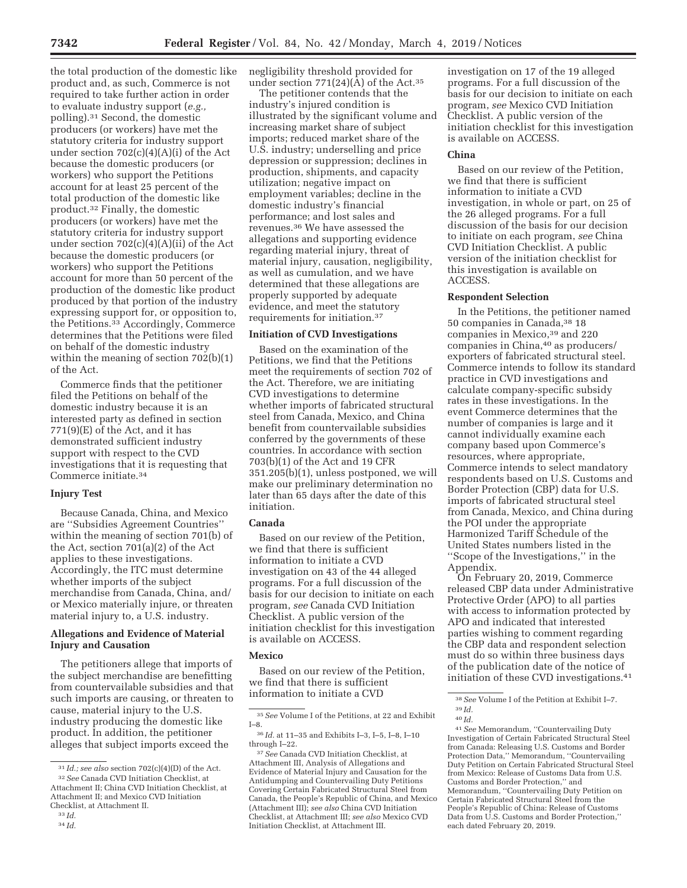the total production of the domestic like product and, as such, Commerce is not required to take further action in order to evaluate industry support (*e.g.,* polling).[31] Second, the domestic producers (or workers) have met the statutory criteria for industry support under section 702(c)(4)(A)(i) of the Act because the domestic producers (or workers) who support the Petitions account for at least 25 percent of the total production of the domestic like product.[32] Finally, the domestic producers (or workers) have met the statutory criteria for industry support under section 702(c)(4)(A)(ii) of the Act because the domestic producers (or workers) who support the Petitions account for more than 50 percent of the production of the domestic like product produced by that portion of the industry expressing support for, or opposition to, the Petitions.[33] Accordingly, Commerce determines that the Petitions were filed on behalf of the domestic industry within the meaning of section 702(b)(1) of the Act.

Commerce finds that the petitioner filed the Petitions on behalf of the domestic industry because it is an interested party as defined in section 771(9)(E) of the Act, and it has demonstrated sufficient industry support with respect to the CVD investigations that it is requesting that Commerce initiate.[34]

## Injury Test

Because Canada, China, and Mexico are ''Subsidies Agreement Countries'' within the meaning of section 701(b) of the Act, section 701(a)(2) of the Act applies to these investigations. Accordingly, the ITC must determine whether imports of the subject merchandise from Canada, China, and/or Mexico materially injure, or threaten material injury to, a U.S. industry.

## Allegations and Evidence of Material Injury and Causation

The petitioners allege that imports of the subject merchandise are benefitting from countervailable subsidies and that such imports are causing, or threaten to cause, material injury to the U.S. industry producing the domestic like product. In addition, the petitioner alleges that subject imports exceed the negligibility threshold provided for under section 771(24)(A) of the Act.[35]

The petitioner contends that the industry's injured condition is illustrated by the significant volume and increasing market share of subject imports; reduced market share of the U.S. industry; underselling and price depression or suppression; declines in production, shipments, and capacity utilization; negative impact on employment variables; decline in the domestic industry's financial performance; and lost sales and revenues.[36] We have assessed the allegations and supporting evidence regarding material injury, threat of material injury, causation, negligibility, as well as cumulation, and we have determined that these allegations are properly supported by adequate evidence, and meet the statutory requirements for initiation.[37]

## Initiation of CVD Investigations

Based on the examination of the Petitions, we find that the Petitions meet the requirements of section 702 of the Act. Therefore, we are initiating CVD investigations to determine whether imports of fabricated structural steel from Canada, Mexico, and China benefit from countervailable subsidies conferred by the governments of these countries. In accordance with section 703(b)(1) of the Act and 19 CFR 351.205(b)(1), unless postponed, we will make our preliminary determination no later than 65 days after the date of this initiation.

### Canada

Based on our review of the Petition, we find that there is sufficient information to initiate a CVD investigation on 43 of the 44 alleged programs. For a full discussion of the basis for our decision to initiate on each program, *see* Canada CVD Initiation Checklist. A public version of the initiation checklist for this investigation is available on ACCESS.

### Mexico

Based on our review of the Petition, we find that there is sufficient information to initiate a CVD investigation on 17 of the 19 alleged programs. For a full discussion of the basis for our decision to initiate on each program, *see* Mexico CVD Initiation Checklist. A public version of the initiation checklist for this investigation is available on ACCESS.

### China

Based on our review of the Petition, we find that there is sufficient information to initiate a CVD investigation, in whole or part, on 25 of the 26 alleged programs. For a full discussion of the basis for our decision to initiate on each program, *see* China CVD Initiation Checklist. A public version of the initiation checklist for this investigation is available on ACCESS.

## Respondent Selection

In the Petitions, the petitioner named 50 companies in Canada,[38] 18 companies in Mexico,[39] and 220 companies in China,[40] as producers/exporters of fabricated structural steel. Commerce intends to follow its standard practice in CVD investigations and calculate company-specific subsidy rates in these investigations. In the event Commerce determines that the number of companies is large and it cannot individually examine each company based upon Commerce's resources, where appropriate, Commerce intends to select mandatory respondents based on U.S. Customs and Border Protection (CBP) data for U.S. imports of fabricated structural steel from Canada, Mexico, and China during the POI under the appropriate Harmonized Tariff Schedule of the United States numbers listed in the ''Scope of the Investigations,'' in the Appendix.

On February 20, 2019, Commerce released CBP data under Administrative Protective Order (APO) to all parties with access to information protected by APO and indicated that interested parties wishing to comment regarding the CBP data and respondent selection must do so within three business days of the publication date of the notice of initiation of these CVD investigations.[41]

---

[31] *Id.; see also* section 702(c)(4)(D) of the Act.

[32] *See* Canada CVD Initiation Checklist, at Attachment II; China CVD Initiation Checklist, at Attachment II; and Mexico CVD Initiation Checklist, at Attachment II.

[33] *Id.*

[34] *Id.*

[35] *See* Volume I of the Petitions, at 22 and Exhibit I–8.

[36] *Id.* at 11–35 and Exhibits I–3, I–5, I–8, I–10 through I–22.

[37] *See* Canada CVD Initiation Checklist, at Attachment III, Analysis of Allegations and Evidence of Material Injury and Causation for the Antidumping and Countervailing Duty Petitions Covering Certain Fabricated Structural Steel from Canada, the People's Republic of China, and Mexico (Attachment III); *see also* China CVD Initiation Checklist, at Attachment III; *see also* Mexico CVD Initiation Checklist, at Attachment III.

[38] *See* Volume I of the Petition at Exhibit I–7.

[39] *Id.*

[40] *Id.*

[41] *See* Memorandum, ''Countervailing Duty Investigation of Certain Fabricated Structural Steel from Canada: Releasing U.S. Customs and Border Protection Data,'' Memorandum, ''Countervailing Duty Petition on Certain Fabricated Structural Steel from Mexico: Release of Customs Data from U.S. Customs and Border Protection,'' and Memorandum, ''Countervailing Duty Petition on Certain Fabricated Structural Steel from the People's Republic of China: Release of Customs Data from U.S. Customs and Border Protection,'' each dated February 20, 2019.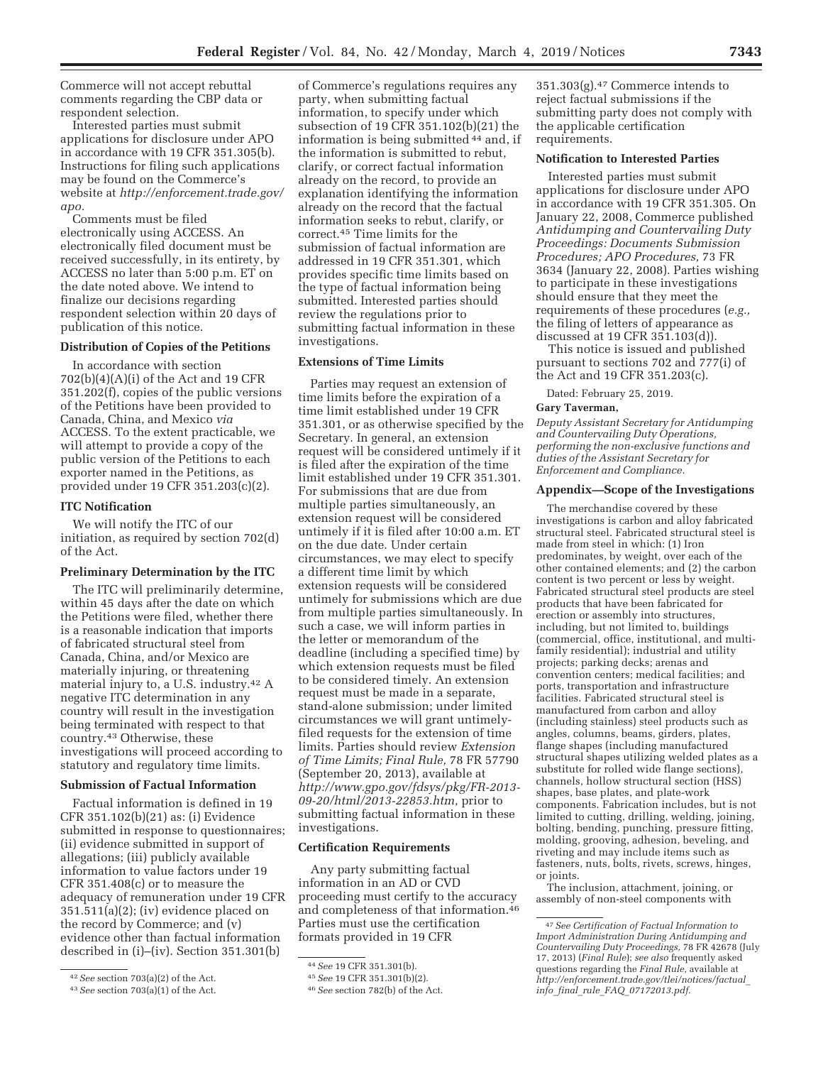Commerce will not accept rebuttal comments regarding the CBP data or respondent selection.

Interested parties must submit applications for disclosure under APO in accordance with 19 CFR 351.305(b). Instructions for filing such applications may be found on the Commerce's website at *http://enforcement.trade.gov/apo.*

Comments must be filed electronically using ACCESS. An electronically filed document must be received successfully, in its entirety, by ACCESS no later than 5:00 p.m. ET on the date noted above. We intend to finalize our decisions regarding respondent selection within 20 days of publication of this notice.

### Distribution of Copies of the Petitions

In accordance with section 702(b)(4)(A)(i) of the Act and 19 CFR 351.202(f), copies of the public versions of the Petitions have been provided to Canada, China, and Mexico *via* ACCESS. To the extent practicable, we will attempt to provide a copy of the public version of the Petitions to each exporter named in the Petitions, as provided under 19 CFR 351.203(c)(2).

### ITC Notification

We will notify the ITC of our initiation, as required by section 702(d) of the Act.

### Preliminary Determination by the ITC

The ITC will preliminarily determine, within 45 days after the date on which the Petitions were filed, whether there is a reasonable indication that imports of fabricated structural steel from Canada, China, and/or Mexico are materially injuring, or threatening material injury to, a U.S. industry.[42] A negative ITC determination in any country will result in the investigation being terminated with respect to that country.[43] Otherwise, these investigations will proceed according to statutory and regulatory time limits.

### Submission of Factual Information

Factual information is defined in 19 CFR 351.102(b)(21) as: (i) Evidence submitted in response to questionnaires; (ii) evidence submitted in support of allegations; (iii) publicly available information to value factors under 19 CFR 351.408(c) or to measure the adequacy of remuneration under 19 CFR 351.511(a)(2); (iv) evidence placed on the record by Commerce; and (v) evidence other than factual information described in (i)–(iv). Section 351.301(b) of Commerce's regulations requires any party, when submitting factual information, to specify under which subsection of 19 CFR 351.102(b)(21) the information is being submitted[44] and, if the information is submitted to rebut, clarify, or correct factual information already on the record, to provide an explanation identifying the information already on the record that the factual information seeks to rebut, clarify, or correct.[45] Time limits for the submission of factual information are addressed in 19 CFR 351.301, which provides specific time limits based on the type of factual information being submitted. Interested parties should review the regulations prior to submitting factual information in these investigations.

### Extensions of Time Limits

Parties may request an extension of time limits before the expiration of a time limit established under 19 CFR 351.301, or as otherwise specified by the Secretary. In general, an extension request will be considered untimely if it is filed after the expiration of the time limit established under 19 CFR 351.301. For submissions that are due from multiple parties simultaneously, an extension request will be considered untimely if it is filed after 10:00 a.m. ET on the due date. Under certain circumstances, we may elect to specify a different time limit by which extension requests will be considered untimely for submissions which are due from multiple parties simultaneously. In such a case, we will inform parties in the letter or memorandum of the deadline (including a specified time) by which extension requests must be filed to be considered timely. An extension request must be made in a separate, stand-alone submission; under limited circumstances we will grant untimely-filed requests for the extension of time limits. Parties should review *Extension of Time Limits; Final Rule,* 78 FR 57790 (September 20, 2013), available at *http://www.gpo.gov/fdsys/pkg/FR-2013-09-20/html/2013-22853.htm,* prior to submitting factual information in these investigations.

### Certification Requirements

Any party submitting factual information in an AD or CVD proceeding must certify to the accuracy and completeness of that information.[46] Parties must use the certification formats provided in 19 CFR 351.303(g).[47] Commerce intends to reject factual submissions if the submitting party does not comply with the applicable certification requirements.

### Notification to Interested Parties

Interested parties must submit applications for disclosure under APO in accordance with 19 CFR 351.305. On January 22, 2008, Commerce published *Antidumping and Countervailing Duty Proceedings: Documents Submission Procedures; APO Procedures,* 73 FR 3634 (January 22, 2008). Parties wishing to participate in these investigations should ensure that they meet the requirements of these procedures (*e.g.,* the filing of letters of appearance as discussed at 19 CFR 351.103(d)).

This notice is issued and published pursuant to sections 702 and 777(i) of the Act and 19 CFR 351.203(c).

Dated: February 25, 2019.

**Gary Taverman,**

*Deputy Assistant Secretary for Antidumping and Countervailing Duty Operations, performing the non-exclusive functions and duties of the Assistant Secretary for Enforcement and Compliance.*

### Appendix—Scope of the Investigations

The merchandise covered by these investigations is carbon and alloy fabricated structural steel. Fabricated structural steel is made from steel in which: (1) Iron predominates, by weight, over each of the other contained elements; and (2) the carbon content is two percent or less by weight. Fabricated structural steel products are steel products that have been fabricated for erection or assembly into structures, including, but not limited to, buildings (commercial, office, institutional, and multi-family residential); industrial and utility projects; parking decks; arenas and convention centers; medical facilities; and ports, transportation and infrastructure facilities. Fabricated structural steel is manufactured from carbon and alloy (including stainless) steel products such as angles, columns, beams, girders, plates, flange shapes (including manufactured structural shapes utilizing welded plates as a substitute for rolled wide flange sections), channels, hollow structural section (HSS) shapes, base plates, and plate-work components. Fabrication includes, but is not limited to cutting, drilling, welding, joining, bolting, bending, punching, pressure fitting, molding, grooving, adhesion, beveling, and riveting and may include items such as fasteners, nuts, bolts, rivets, screws, hinges, or joints.

The inclusion, attachment, joining, or assembly of non-steel components with

---

[42] *See* section 703(a)(2) of the Act.

[43] *See* section 703(a)(1) of the Act.

[44] *See* 19 CFR 351.301(b).

[45] *See* 19 CFR 351.301(b)(2).

[46] *See* section 782(b) of the Act.

[47] *See Certification of Factual Information to Import Administration During Antidumping and Countervailing Duty Proceedings,* 78 FR 42678 (July 17, 2013) (*Final Rule*); *see also* frequently asked questions regarding the *Final Rule,* available at *http://enforcement.trade.gov/tlei/notices/factual_info_final_rule_FAQ_07172013.pdf.*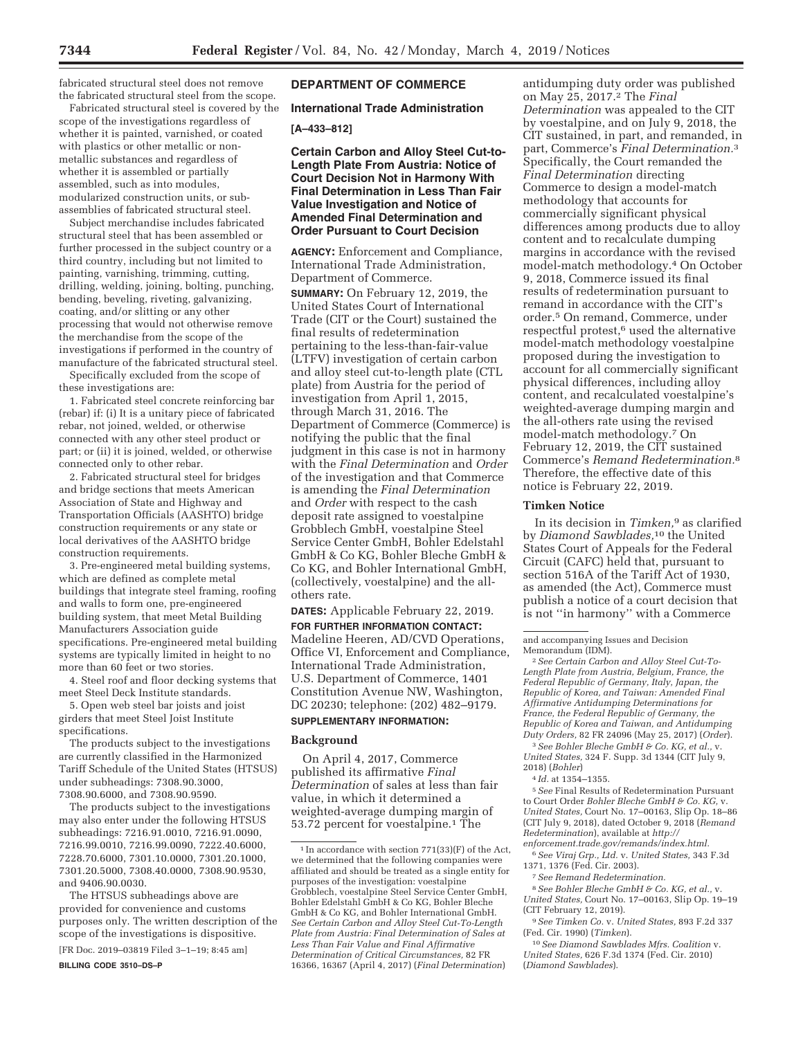fabricated structural steel does not remove the fabricated structural steel from the scope.

Fabricated structural steel is covered by the scope of the investigations regardless of whether it is painted, varnished, or coated with plastics or other metallic or non-metallic substances and regardless of whether it is assembled or partially assembled, such as into modules, modularized construction units, or sub-assemblies of fabricated structural steel.

Subject merchandise includes fabricated structural steel that has been assembled or further processed in the subject country or a third country, including but not limited to painting, varnishing, trimming, cutting, drilling, welding, joining, bolting, punching, bending, beveling, riveting, galvanizing, coating, and/or slitting or any other processing that would not otherwise remove the merchandise from the scope of the investigations if performed in the country of manufacture of the fabricated structural steel.

Specifically excluded from the scope of these investigations are:

1. Fabricated steel concrete reinforcing bar (rebar) if: (i) It is a unitary piece of fabricated rebar, not joined, welded, or otherwise connected with any other steel product or part; or (ii) it is joined, welded, or otherwise connected only to other rebar.

2. Fabricated structural steel for bridges and bridge sections that meets American Association of State and Highway and Transportation Officials (AASHTO) bridge construction requirements or any state or local derivatives of the AASHTO bridge construction requirements.

3. Pre-engineered metal building systems, which are defined as complete metal buildings that integrate steel framing, roofing and walls to form one, pre-engineered building system, that meet Metal Building Manufacturers Association guide specifications. Pre-engineered metal building systems are typically limited in height to no more than 60 feet or two stories.

4. Steel roof and floor decking systems that meet Steel Deck Institute standards.

5. Open web steel bar joists and joist girders that meet Steel Joist Institute specifications.

The products subject to the investigations are currently classified in the Harmonized Tariff Schedule of the United States (HTSUS) under subheadings: 7308.90.3000, 7308.90.6000, and 7308.90.9590.

The products subject to the investigations may also enter under the following HTSUS subheadings: 7216.91.0010, 7216.91.0090, 7216.99.0010, 7216.99.0090, 7222.40.6000, 7228.70.6000, 7301.10.0000, 7301.20.1000, 7301.20.5000, 7308.40.0000, 7308.90.9530, and 9406.90.0030.

The HTSUS subheadings above are provided for convenience and customs purposes only. The written description of the scope of the investigations is dispositive.

[FR Doc. 2019–03819 Filed 3–1–19; 8:45 am]

BILLING CODE 3510–DS–P

## DEPARTMENT OF COMMERCE

### International Trade Administration

**[A–433–812]**

### Certain Carbon and Alloy Steel Cut-to-Length Plate From Austria: Notice of Court Decision Not in Harmony With Final Determination in Less Than Fair Value Investigation and Notice of Amended Final Determination and Order Pursuant to Court Decision

**AGENCY:** Enforcement and Compliance, International Trade Administration, Department of Commerce.

**SUMMARY:** On February 12, 2019, the United States Court of International Trade (CIT or the Court) sustained the final results of redetermination pertaining to the less-than-fair-value (LTFV) investigation of certain carbon and alloy steel cut-to-length plate (CTL plate) from Austria for the period of investigation from April 1, 2015, through March 31, 2016. The Department of Commerce (Commerce) is notifying the public that the final judgment in this case is not in harmony with the *Final Determination* and *Order* of the investigation and that Commerce is amending the *Final Determination* and *Order* with respect to the cash deposit rate assigned to voestalpine Grobblech GmbH, voestalpine Steel Service Center GmbH, Bohler Edelstahl GmbH & Co KG, Bohler Bleche GmbH & Co KG, and Bohler International GmbH, (collectively, voestalpine) and the all-others rate.

**DATES:** Applicable February 22, 2019.

**FOR FURTHER INFORMATION CONTACT:** Madeline Heeren, AD/CVD Operations, Office VI, Enforcement and Compliance, International Trade Administration, U.S. Department of Commerce, 1401 Constitution Avenue NW, Washington, DC 20230; telephone: (202) 482–9179.

**SUPPLEMENTARY INFORMATION:**

### Background

On April 4, 2017, Commerce published its affirmative *Final Determination* of sales at less than fair value, in which it determined a weighted-average dumping margin of 53.72 percent for voestalpine.[1] The antidumping duty order was published on May 25, 2017.[2] The *Final Determination* was appealed to the CIT by voestalpine, and on July 9, 2018, the CIT sustained, in part, and remanded, in part, Commerce's *Final Determination*.[3] Specifically, the Court remanded the *Final Determination* directing Commerce to design a model-match methodology that accounts for commercially significant physical differences among products due to alloy content and to recalculate dumping margins in accordance with the revised model-match methodology.[4] On October 9, 2018, Commerce issued its final results of redetermination pursuant to remand in accordance with the CIT's order.[5] On remand, Commerce, under respectful protest,[6] used the alternative model-match methodology voestalpine proposed during the investigation to account for all commercially significant physical differences, including alloy content, and recalculated voestalpine's weighted-average dumping margin and the all-others rate using the revised model-match methodology.[7] On February 12, 2019, the CIT sustained Commerce's *Remand Redetermination*.[8] Therefore, the effective date of this notice is February 22, 2019.

### Timken Notice

In its decision in *Timken*,[9] as clarified by *Diamond Sawblades*,[10] the United States Court of Appeals for the Federal Circuit (CAFC) held that, pursuant to section 516A of the Tariff Act of 1930, as amended (the Act), Commerce must publish a notice of a court decision that is not "in harmony" with a Commerce

---

[1] In accordance with section 771(33)(F) of the Act, we determined that the following companies were affiliated and should be treated as a single entity for purposes of the investigation: voestalpine Grobblech, voestalpine Steel Service Center GmbH, Bohler Edelstahl GmbH & Co KG, Bohler Bleche GmbH & Co KG, and Bohler International GmbH. *See Certain Carbon and Alloy Steel Cut-To-Length Plate from Austria: Final Determination of Sales at Less Than Fair Value and Final Affirmative Determination of Critical Circumstances*, 82 FR 16366, 16367 (April 4, 2017) (*Final Determination*) and accompanying Issues and Decision Memorandum (IDM).

[2] *See Certain Carbon and Alloy Steel Cut-To-Length Plate from Austria, Belgium, France, the Federal Republic of Germany, Italy, Japan, the Republic of Korea, and Taiwan: Amended Final Affirmative Antidumping Determinations for France, the Federal Republic of Germany, the Republic of Korea and Taiwan, and Antidumping Duty Orders*, 82 FR 24096 (May 25, 2017) (*Order*).

[3] *See Bohler Bleche GmbH & Co. KG, et al.,* v. *United States*, 324 F. Supp. 3d 1344 (CIT July 9, 2018) (*Bohler*)

[4] *Id.* at 1354–1355.

[5] *See* Final Results of Redetermination Pursuant to Court Order *Bohler Bleche GmbH & Co. KG,* v. *United States*, Court No. 17–00163, Slip Op. 18–86 (CIT July 9, 2018), dated October 9, 2018 (*Remand Redetermination*), available at *http://enforcement.trade.gov/remands/index.html.*

[6] *See Viraj Grp., Ltd.* v. *United States*, 343 F.3d 1371, 1376 (Fed. Cir. 2003).

[7] *See Remand Redetermination.*

[8] *See Bohler Bleche GmbH & Co. KG, et al.,* v. *United States*, Court No. 17–00163, Slip Op. 19–19 (CIT February 12, 2019).

[9] *See Timken Co.* v. *United States*, 893 F.2d 337 (Fed. Cir. 1990) (*Timken*).

[10] *See Diamond Sawblades Mfrs. Coalition* v. *United States*, 626 F.3d 1374 (Fed. Cir. 2010) (*Diamond Sawblades*).